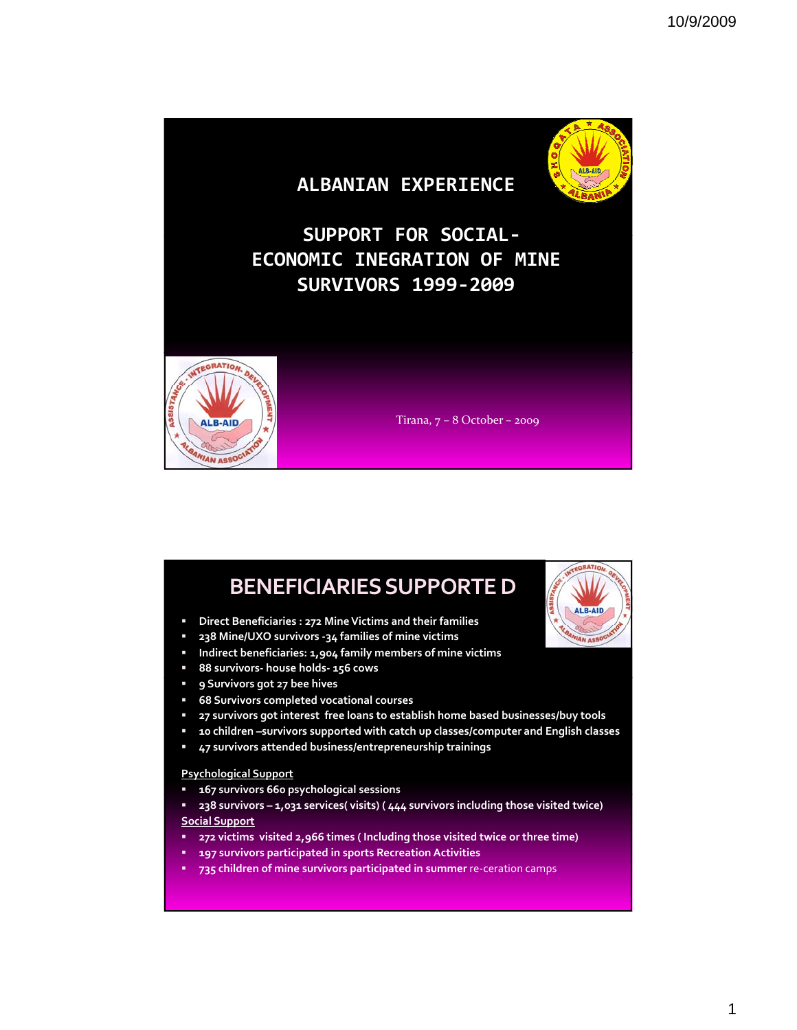# ALBANIAN EXPERIENCE

## SUPPORT FOR SOCIAL-ECONOMIC INEGRATION OF MINE SURVIVORS 1999-2009

Tirana, 7 – 8 October – 2009

## BENEFICIARIES SUPPORTE D

- Direct Beneficiaries : 272 Mine Victims and their families
- 238 Mine/UXO survivors -34 families of mine victims
- Indirect beneficiaries: 1,904 family members of mine victims
- 88 survivors- house holds- 156 cows
- 9 Survivors got 27 bee hives
- 68 Survivors completed vocational courses
- 27 survivors got interest free loans to establish home based businesses/buy tools
- 10 children –survivors supported with catch up classes/computer and English classes
- 47 survivors attended business/entrepreneurship trainings

Psychological Support

- 167 survivors 660 psychological sessions
- 238 survivors – 1,031 services( visits) ( 444 survivors including those visited twice)

Social Support

- 272 victims visited 2,966 times ( Including those visited twice or three time)
- 197 survivors participated in sports Recreation Activities
- 735 children of mine survivors participated in summer re-ceration camps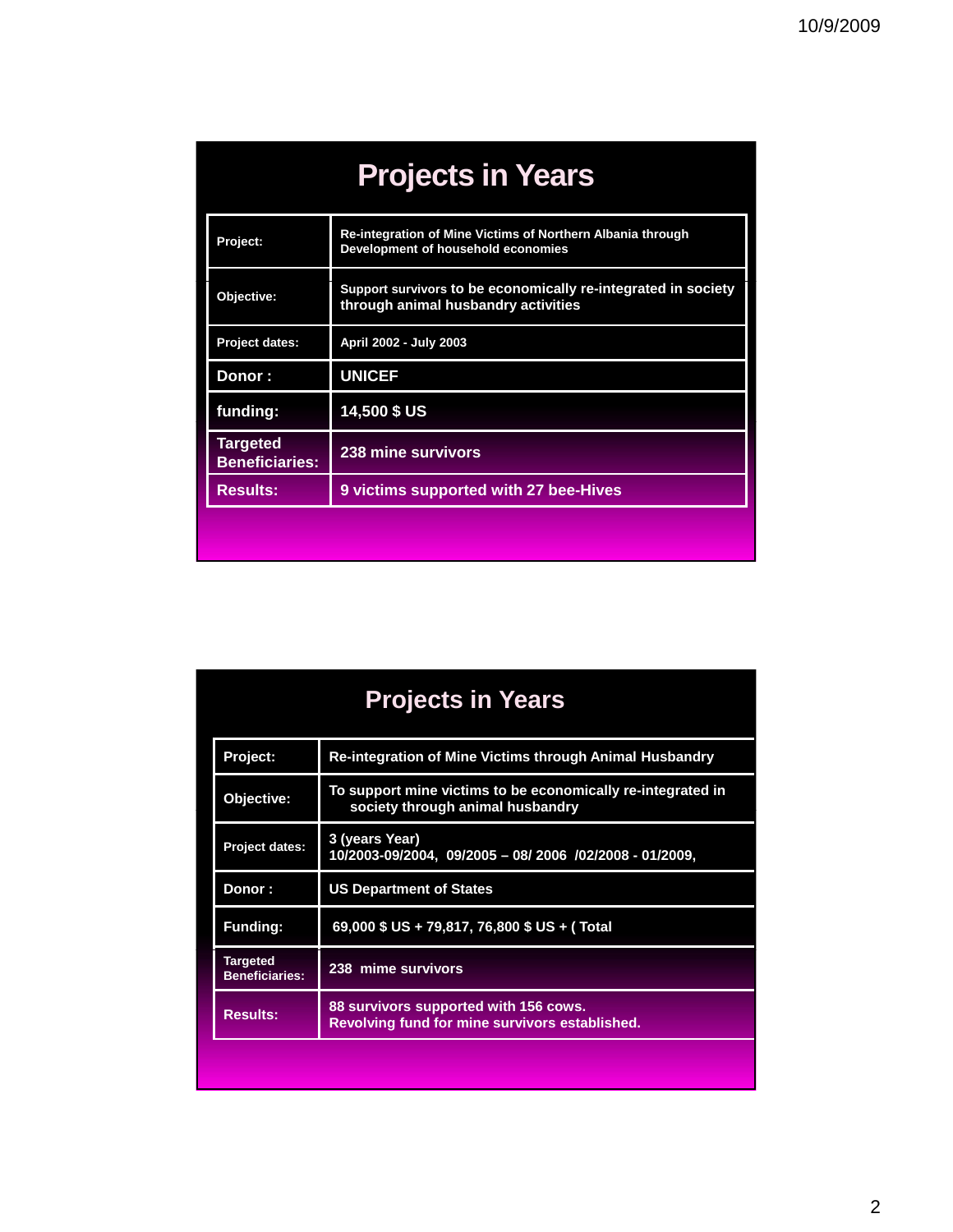## Projects in Years

| | |
|---|---|
| Project: | Re-integration of Mine Victims of Northern Albania through Development of household economies |
| Objective: | Support survivors to be economically re-integrated in society through animal husbandry activities |
| Project dates: | April 2002 - July 2003 |
| Donor : | UNICEF |
| funding: | 14,500 $ US |
| Targeted Beneficiaries: | 238 mine survivors |
| Results: | 9 victims supported with 27 bee-Hives |

## Projects in Years

| | |
|---|---|
| Project: | Re-integration of Mine Victims through Animal Husbandry |
| Objective: | To support mine victims to be economically re-integrated in society through animal husbandry |
| Project dates: | 3 (years Year)<br>10/2003-09/2004, 09/2005 – 08/ 2006 /02/2008 - 01/2009, |
| Donor : | US Department of States |
| Funding: | 69,000 $ US + 79,817, 76,800 $ US + ( Total |
| Targeted Beneficiaries: | 238 mime survivors |
| Results: | 88 survivors supported with 156 cows.<br>Revolving fund for mine survivors established. |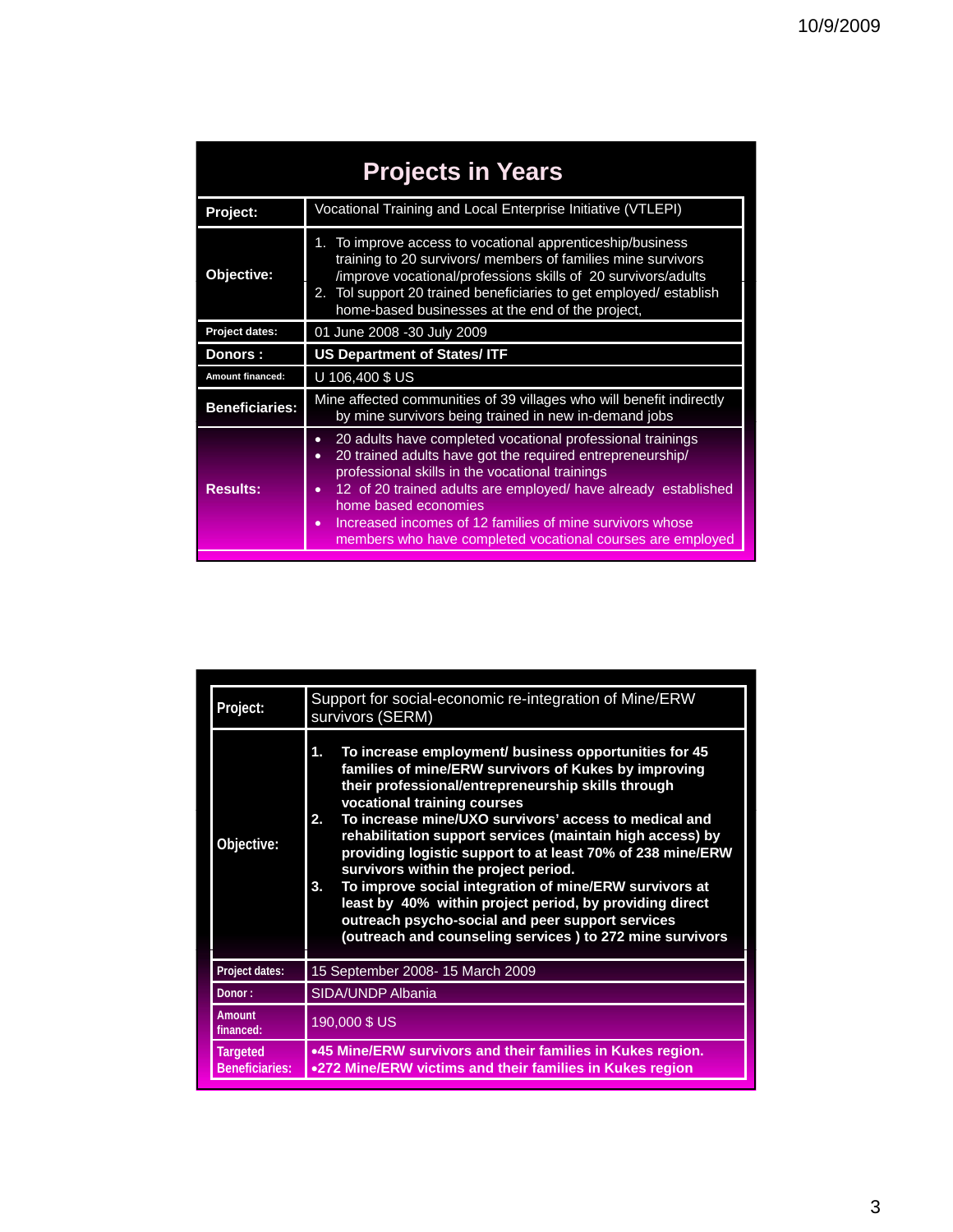## Projects in Years

| Project: | Vocational Training and Local Enterprise Initiative (VTLEPI) |
|---|---|
| Objective: | 1. To improve access to vocational apprenticeship/business training to 20 survivors/ members of families mine survivors /improve vocational/professions skills of 20 survivors/adults<br>2. Tol support 20 trained beneficiaries to get employed/ establish home-based businesses at the end of the project, |
| Project dates: | 01 June 2008 -30 July 2009 |
| Donors : | **US Department of States/ ITF** |
| Amount financed: | U 106,400 $ US |
| Beneficiaries: | Mine affected communities of 39 villages who will benefit indirectly by mine survivors being trained in new in-demand jobs |
| Results: | • 20 adults have completed vocational professional trainings<br>• 20 trained adults have got the required entrepreneurship/ professional skills in the vocational trainings<br>• 12 of 20 trained adults are employed/ have already established home based economies<br>• Increased incomes of 12 families of mine survivors whose members who have completed vocational courses are employed |

| Project: | Support for social-economic re-integration of Mine/ERW survivors (SERM) |
|---|---|
| Objective: | **1. To increase employment/ business opportunities for 45 families of mine/ERW survivors of Kukes by improving their professional/entrepreneurship skills through vocational training courses**<br>**2. To increase mine/UXO survivors' access to medical and rehabilitation support services (maintain high access) by providing logistic support to at least 70% of 238 mine/ERW survivors within the project period.**<br>**3. To improve social integration of mine/ERW survivors at least by 40% within project period, by providing direct outreach psycho-social and peer support services (outreach and counseling services ) to 272 mine survivors** |
| Project dates: | 15 September 2008- 15 March 2009 |
| Donor : | SIDA/UNDP Albania |
| Amount financed: | 190,000 $ US |
| Targeted Beneficiaries: | **•45 Mine/ERW survivors and their families in Kukes region.**<br>**•272 Mine/ERW victims and their families in Kukes region** |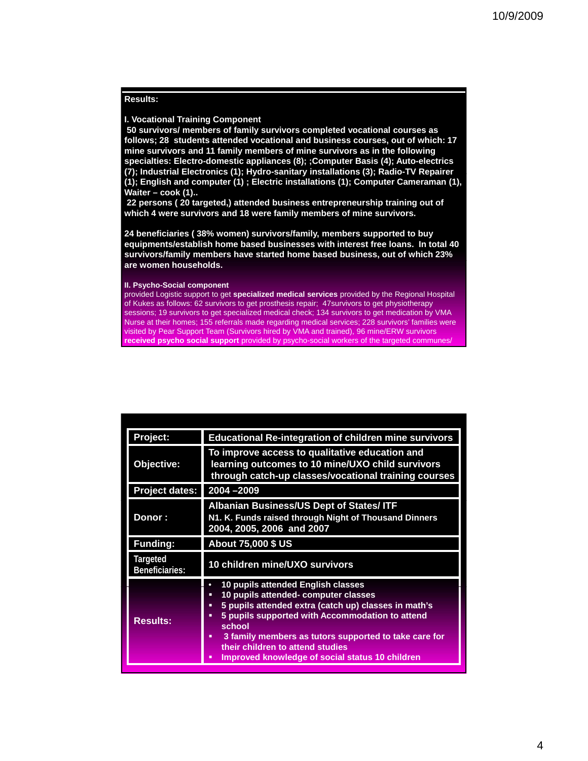**Results:**

**I. Vocational Training Component**

**50 survivors/ members of family survivors completed vocational courses as follows; 28 students attended vocational and business courses, out of which: 17 mine survivors and 11 family members of mine survivors as in the following specialties: Electro-domestic appliances (8); ;Computer Basis (4); Auto-electrics (7); Industrial Electronics (1); Hydro-sanitary installations (3); Radio-TV Repairer (1); English and computer (1) ; Electric installations (1); Computer Cameraman (1), Waiter – cook (1)..**

**22 persons ( 20 targeted,) attended business entrepreneurship training out of which 4 were survivors and 18 were family members of mine survivors.**

**24 beneficiaries ( 38% women) survivors/family, members supported to buy equipments/establish home based businesses with interest free loans. In total 40 survivors/family members have started home based business, out of which 23% are women households.**

**II. Psycho-Social component**

provided Logistic support to get **specialized medical services** provided by the Regional Hospital of Kukes as follows: 62 survivors to get prosthesis repair; 47survivors to get physiotherapy sessions; 19 survivors to get specialized medical check; 134 survivors to get medication by VMA Nurse at their homes; 155 referrals made regarding medical services; 228 survivors' families were visited by Pear Support Team (Survivors hired by VMA and trained), 96 mine/ERW survivors **received psycho social support** provided by psycho-social workers of the targeted communes/

| Project: | Educational Re-integration of children mine survivors |
|---|---|
| Objective: | To improve access to qualitative education and learning outcomes to 10 mine/UXO child survivors through catch-up classes/vocational training courses |
| Project dates: | 2004 –2009 |
| Donor : | Albanian Business/US Dept of States/ ITF<br>N1. K. Funds raised through Night of Thousand Dinners 2004, 2005, 2006 and 2007 |
| Funding: | About 75,000 $ US |
| Targeted Beneficiaries: | 10 children mine/UXO survivors |
| Results: | • 10 pupils attended English classes<br>▪ 10 pupils attended- computer classes<br>▪ 5 pupils attended extra (catch up) classes in math's<br>▪ 5 pupils supported with Accommodation to attend school<br>▪ 3 family members as tutors supported to take care for their children to attend studies<br>▪ Improved knowledge of social status 10 children |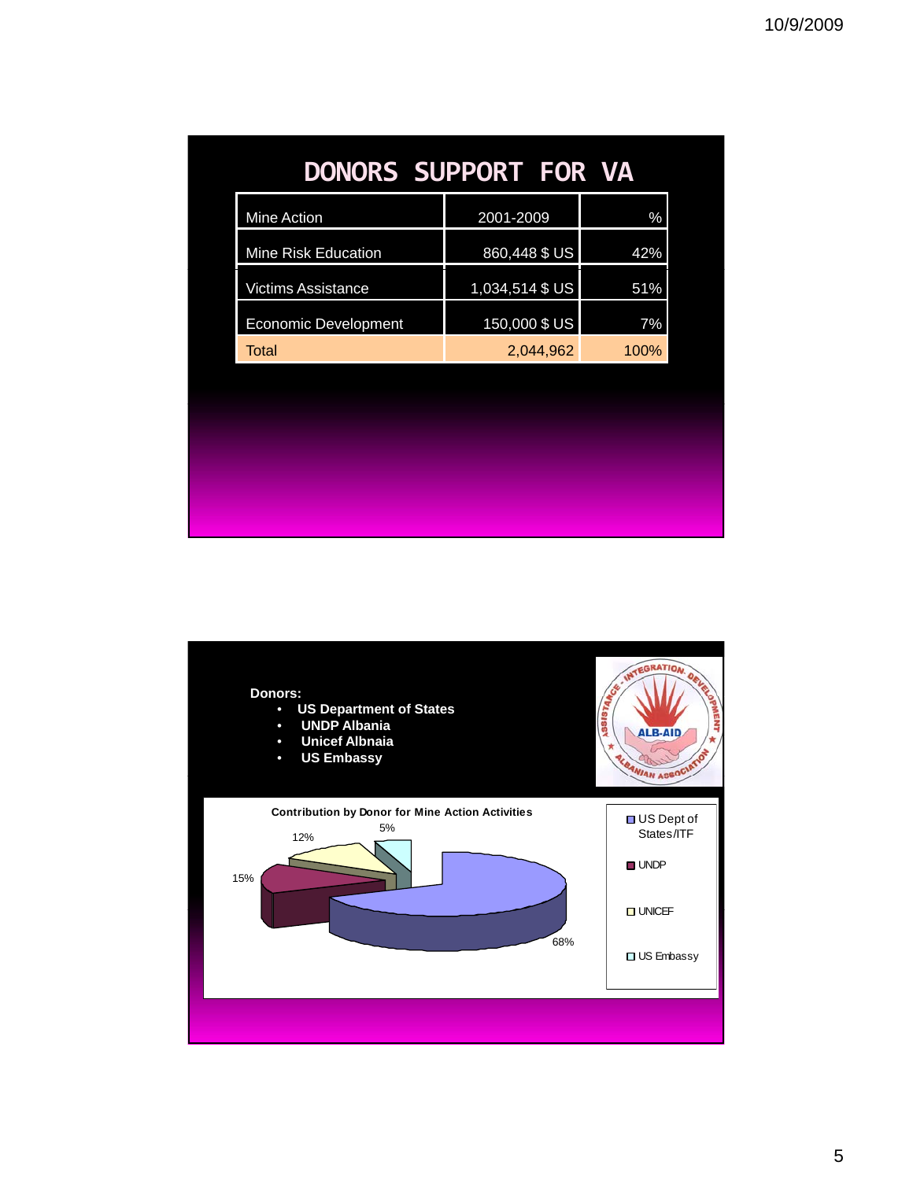# DONORS SUPPORT FOR VA

| Mine Action | 2001-2009 | % |
|---|---|---|
| Mine Risk Education | 860,448 $ US | 42% |
| Victims Assistance | 1,034,514 $ US | 51% |
| Economic Development | 150,000 $ US | 7% |
| Total | 2,044,962 | 100% |

**Donors:**

- **US Department of States**
- **UNDP Albania**
- **Unicef Albnaia**
- **US Embassy**

**Contribution by Donor for Mine Action Activities**

| Donor | % |
|---|---|
| US Dept of States/ITF | 68% |
| UNDP | 15% |
| UNICEF | 12% |
| US Embassy | 5% |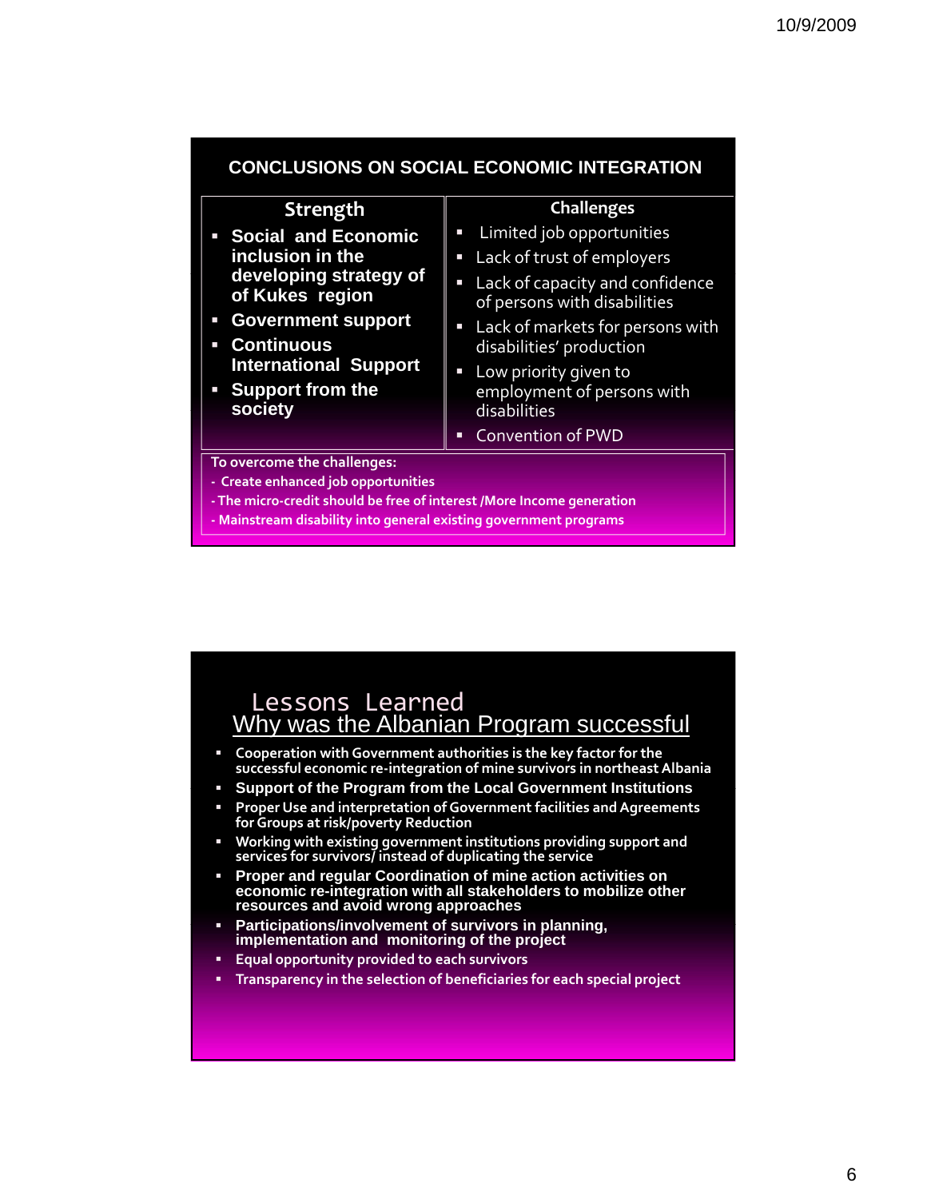## CONCLUSIONS ON SOCIAL ECONOMIC INTEGRATION

| Strength | Challenges |
|---|---|
| ▪ **Social and Economic inclusion in the developing strategy of of Kukes region**<br>▪ **Government support**<br>▪ **Continuous International Support**<br>▪ **Support from the society** | ▪ Limited job opportunities<br>▪ Lack of trust of employers<br>▪ Lack of capacity and confidence of persons with disabilities<br>▪ Lack of markets for persons with disabilities' production<br>▪ Low priority given to employment of persons with disabilities<br>▪ Convention of PWD |

**To overcome the challenges:**

- **Create enhanced job opportunities**
- **The micro-credit should be free of interest /More Income generation**
- **Mainstream disability into general existing government programs**

## Lessons Learned

## Why was the Albanian Program successful

- **Cooperation with Government authorities is the key factor for the successful economic re-integration of mine survivors in northeast Albania**
- **Support of the Program from the Local Government Institutions**
- **Proper Use and interpretation of Government facilities and Agreements for Groups at risk/poverty Reduction**
- **Working with existing government institutions providing support and services for survivors/ instead of duplicating the service**
- **Proper and regular Coordination of mine action activities on economic re-integration with all stakeholders to mobilize other resources and avoid wrong approaches**
- **Participations/involvement of survivors in planning, implementation and monitoring of the project**
- **Equal opportunity provided to each survivors**
- **Transparency in the selection of beneficiaries for each special project**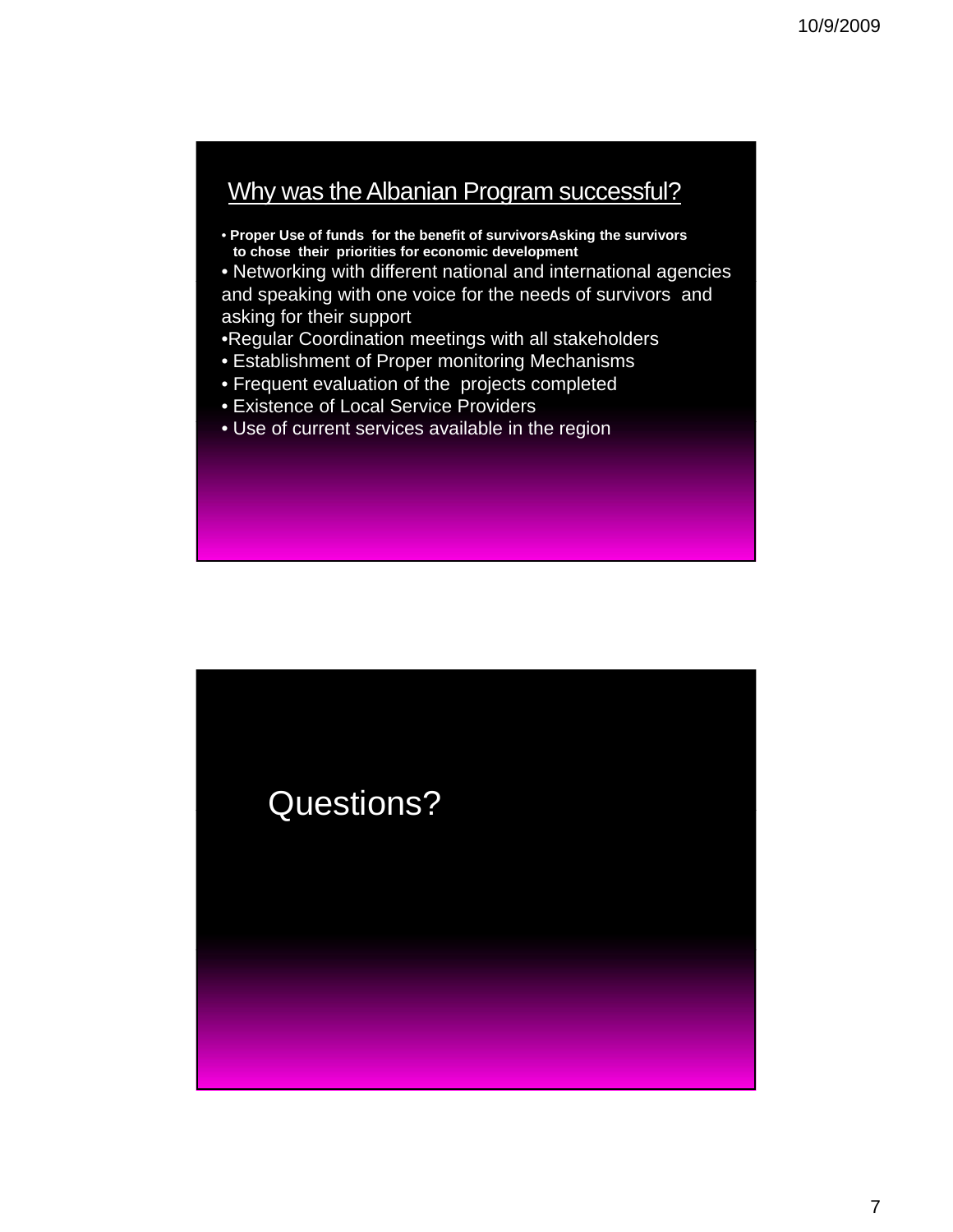## Why was the Albanian Program successful?

- **Proper Use of funds for the benefit of survivorsAsking the survivors to chose their priorities for economic development**
- Networking with different national and international agencies and speaking with one voice for the needs of survivors and asking for their support
- Regular Coordination meetings with all stakeholders
- Establishment of Proper monitoring Mechanisms
- Frequent evaluation of the projects completed
- Existence of Local Service Providers
- Use of current services available in the region

## Questions?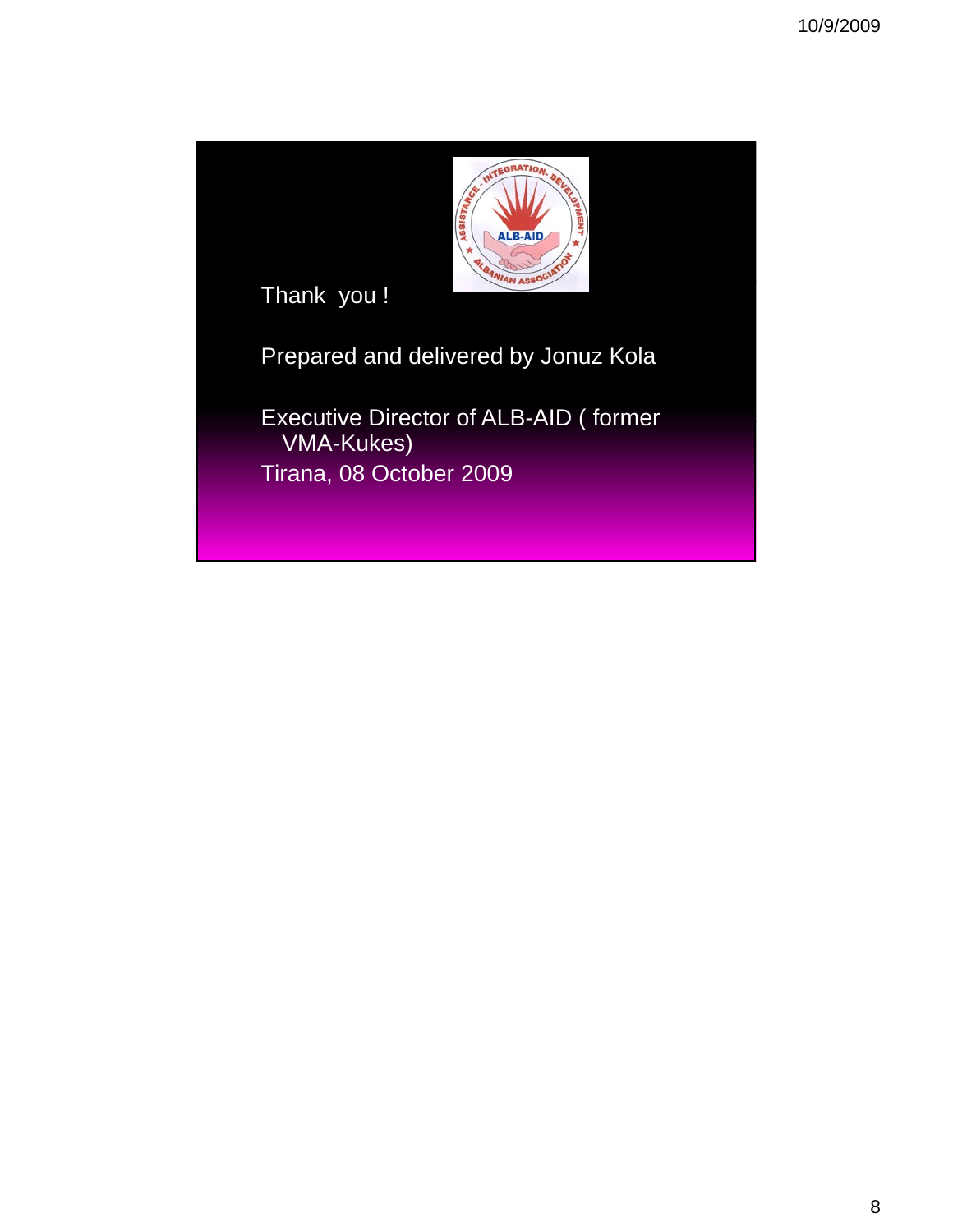Thank you !

Prepared and delivered by Jonuz Kola

Executive Director of ALB-AID ( former VMA-Kukes)

Tirana, 08 October 2009